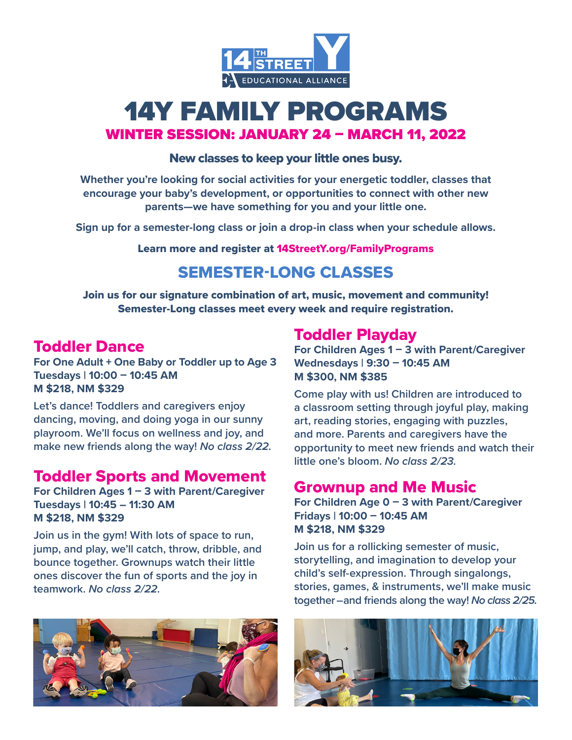14TH STREET Y
EDUCATIONAL ALLIANCE

# 14Y FAMILY PROGRAMS

## WINTER SESSION: JANUARY 24 – MARCH 11, 2022

**New classes to keep your little ones busy.**

**Whether you're looking for social activities for your energetic toddler, classes that encourage your baby's development, or opportunities to connect with other new parents—we have something for you and your little one.**

**Sign up for a semester-long class or join a drop-in class when your schedule allows.**

**Learn more and register at 14StreetY.org/FamilyPrograms**

## SEMESTER-LONG CLASSES

**Join us for our signature combination of art, music, movement and community!**
**Semester-Long classes meet every week and require registration.**

### Toddler Dance

**For One Adult + One Baby or Toddler up to Age 3**
**Tuesdays | 10:00 – 10:45 AM**
**M $218, NM $329**

Let's dance! Toddlers and caregivers enjoy dancing, moving, and doing yoga in our sunny playroom. We'll focus on wellness and joy, and make new friends along the way! *No class 2/22.*

### Toddler Sports and Movement

**For Children Ages 1 – 3 with Parent/Caregiver**
**Tuesdays | 10:45 – 11:30 AM**
**M $218, NM $329**

Join us in the gym! With lots of space to run, jump, and play, we'll catch, throw, dribble, and bounce together. Grownups watch their little ones discover the fun of sports and the joy in teamwork. *No class 2/22.*

### Toddler Playday

**For Children Ages 1 – 3 with Parent/Caregiver**
**Wednesdays | 9:30 – 10:45 AM**
**M $300, NM $385**

Come play with us! Children are introduced to a classroom setting through joyful play, making art, reading stories, engaging with puzzles, and more. Parents and caregivers have the opportunity to meet new friends and watch their little one's bloom. *No class 2/23.*

### Grownup and Me Music

**For Children Age 0 – 3 with Parent/Caregiver**
**Fridays | 10:00 – 10:45 AM**
**M $218, NM $329**

Join us for a rollicking semester of music, storytelling, and imagination to develop your child's self-expression. Through singalongs, stories, games, & instruments, we'll make music together—and friends along the way! *No class 2/25.*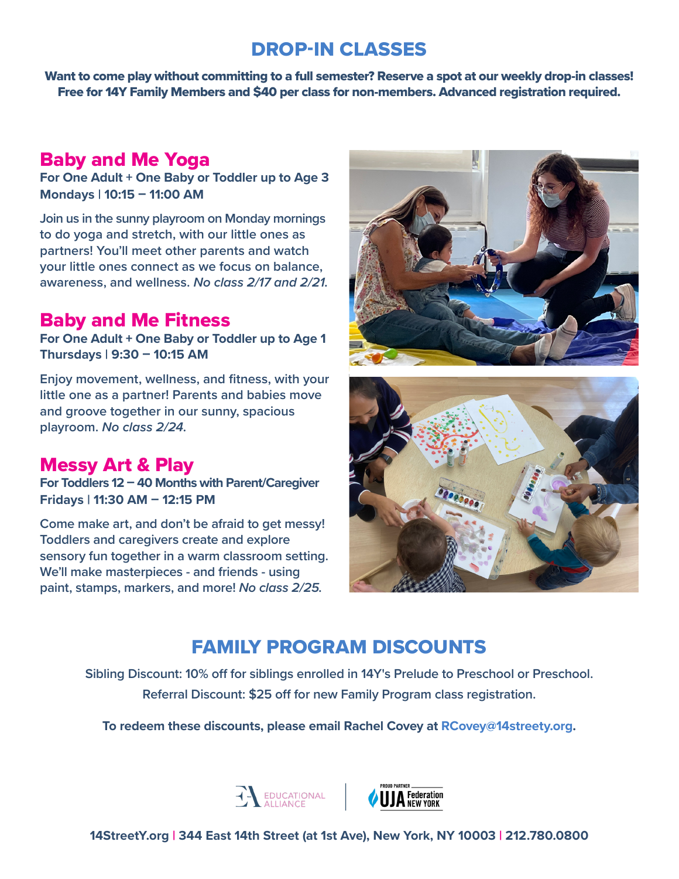# DROP-IN CLASSES

**Want to come play without committing to a full semester? Reserve a spot at our weekly drop-in classes! Free for 14Y Family Members and $40 per class for non-members. Advanced registration required.**

## Baby and Me Yoga

**For One Adult + One Baby or Toddler up to Age 3**
**Mondays | 10:15 – 11:00 AM**

Join us in the sunny playroom on Monday mornings to do yoga and stretch, with our little ones as partners! You'll meet other parents and watch your little ones connect as we focus on balance, awareness, and wellness. *No class 2/17 and 2/21.*

## Baby and Me Fitness

**For One Adult + One Baby or Toddler up to Age 1**
**Thursdays | 9:30 – 10:15 AM**

Enjoy movement, wellness, and fitness, with your little one as a partner! Parents and babies move and groove together in our sunny, spacious playroom. *No class 2/24.*

## Messy Art & Play

**For Toddlers 12 – 40 Months with Parent/Caregiver**
**Fridays | 11:30 AM – 12:15 PM**

Come make art, and don't be afraid to get messy! Toddlers and caregivers create and explore sensory fun together in a warm classroom setting. We'll make masterpieces - and friends - using paint, stamps, markers, and more! *No class 2/25.*

# FAMILY PROGRAM DISCOUNTS

Sibling Discount: 10% off for siblings enrolled in 14Y's Prelude to Preschool or Preschool.

Referral Discount: $25 off for new Family Program class registration.

**To redeem these discounts, please email Rachel Covey at RCovey@14streety.org.**

EDUCATIONAL ALLIANCE | PROUD PARTNER UJA Federation NEW YORK

**14StreetY.org | 344 East 14th Street (at 1st Ave), New York, NY 10003 | 212.780.0800**